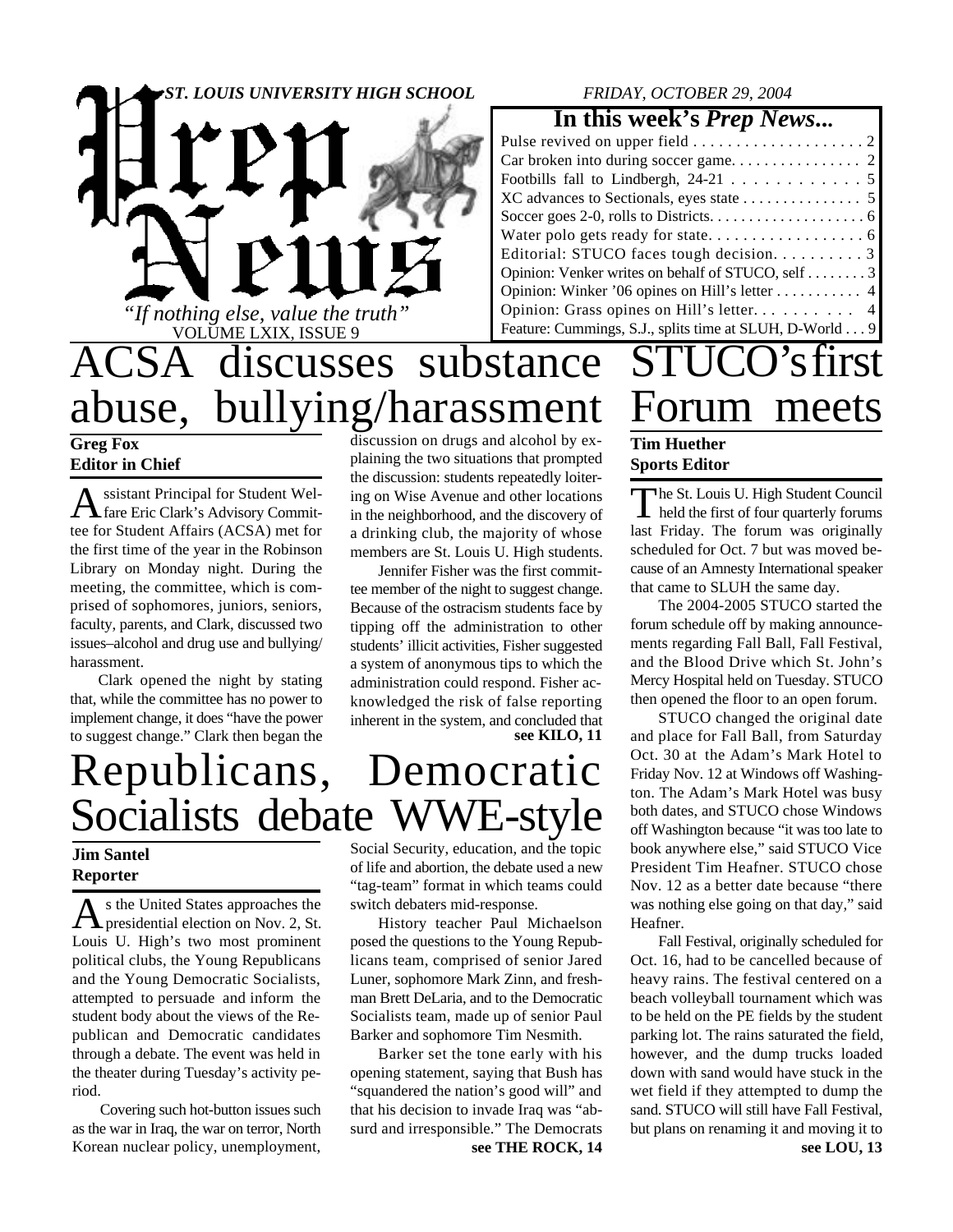# Prep News

*ST. LOUIS UNIVERSITY HIGH SCHOOL*

*FRIDAY, OCTOBER 29, 2004*

*"If nothing else, value the truth"*

VOLUME LXIX, ISSUE 9

## In this week's *Prep News*...

- Pulse revived on upper field . . . . . 2
- Car broken into during soccer game. . . . . 2
- Footbills fall to Lindbergh, 24-21 . . . . . 5
- XC advances to Sectionals, eyes state . . . . . 5
- Soccer goes 2-0, rolls to Districts. . . . . 6
- Water polo gets ready for state. . . . . 6
- Editorial: STUCO faces tough decision. . . . . 3
- Opinion: Venker writes on behalf of STUCO, self . . . . . 3
- Opinion: Winker '06 opines on Hill's letter . . . . . 4
- Opinion: Grass opines on Hill's letter. . . . . 4
- Feature: Cummings, S.J., splits time at SLUH, D-World . . . 9

# ACSA discusses substance abuse, bullying/harassment

**Greg Fox**
**Editor in Chief**

Assistant Principal for Student Welfare Eric Clark's Advisory Committee for Student Affairs (ACSA) met for the first time of the year in the Robinson Library on Monday night. During the meeting, the committee, which is comprised of sophomores, juniors, seniors, faculty, parents, and Clark, discussed two issues–alcohol and drug use and bullying/harassment.

Clark opened the night by stating that, while the committee has no power to implement change, it does "have the power to suggest change." Clark then began the discussion on drugs and alcohol by explaining the two situations that prompted the discussion: students repeatedly loitering on Wise Avenue and other locations in the neighborhood, and the discovery of a drinking club, the majority of whose members are St. Louis U. High students.

Jennifer Fisher was the first committee member of the night to suggest change. Because of the ostracism students face by tipping off the administration to other students' illicit activities, Fisher suggested a system of anonymous tips to which the administration could respond. Fisher acknowledged the risk of false reporting inherent in the system, and concluded that

**see KILO, 11**

# STUCO's first Forum meets

**Tim Huether**
**Sports Editor**

The St. Louis U. High Student Council held the first of four quarterly forums last Friday. The forum was originally scheduled for Oct. 7 but was moved because of an Amnesty International speaker that came to SLUH the same day.

The 2004-2005 STUCO started the forum schedule off by making announcements regarding Fall Ball, Fall Festival, and the Blood Drive which St. John's Mercy Hospital held on Tuesday. STUCO then opened the floor to an open forum.

STUCO changed the original date and place for Fall Ball, from Saturday Oct. 30 at the Adam's Mark Hotel to Friday Nov. 12 at Windows off Washington. The Adam's Mark Hotel was busy both dates, and STUCO chose Windows off Washington because "it was too late to book anywhere else," said STUCO Vice President Tim Heafner. STUCO chose Nov. 12 as a better date because "there was nothing else going on that day," said Heafner.

Fall Festival, originally scheduled for Oct. 16, had to be cancelled because of heavy rains. The festival centered on a beach volleyball tournament which was to be held on the PE fields by the student parking lot. The rains saturated the field, however, and the dump trucks loaded down with sand would have stuck in the wet field if they attempted to dump the sand. STUCO will still have Fall Festival, but plans on renaming it and moving it to

**see LOU, 13**

# Republicans, Democratic Socialists debate WWE-style

**Jim Santel**
**Reporter**

As the United States approaches the presidential election on Nov. 2, St. Louis U. High's two most prominent political clubs, the Young Republicans and the Young Democratic Socialists, attempted to persuade and inform the student body about the views of the Republican and Democratic candidates through a debate. The event was held in the theater during Tuesday's activity period.

Covering such hot-button issues such as the war in Iraq, the war on terror, North Korean nuclear policy, unemployment, Social Security, education, and the topic of life and abortion, the debate used a new "tag-team" format in which teams could switch debaters mid-response.

History teacher Paul Michaelson posed the questions to the Young Republicans team, comprised of senior Jared Luner, sophomore Mark Zinn, and freshman Brett DeLaria, and to the Democratic Socialists team, made up of senior Paul Barker and sophomore Tim Nesmith.

Barker set the tone early with his opening statement, saying that Bush has "squandered the nation's good will" and that his decision to invade Iraq was "absurd and irresponsible." The Democrats

**see THE ROCK, 14**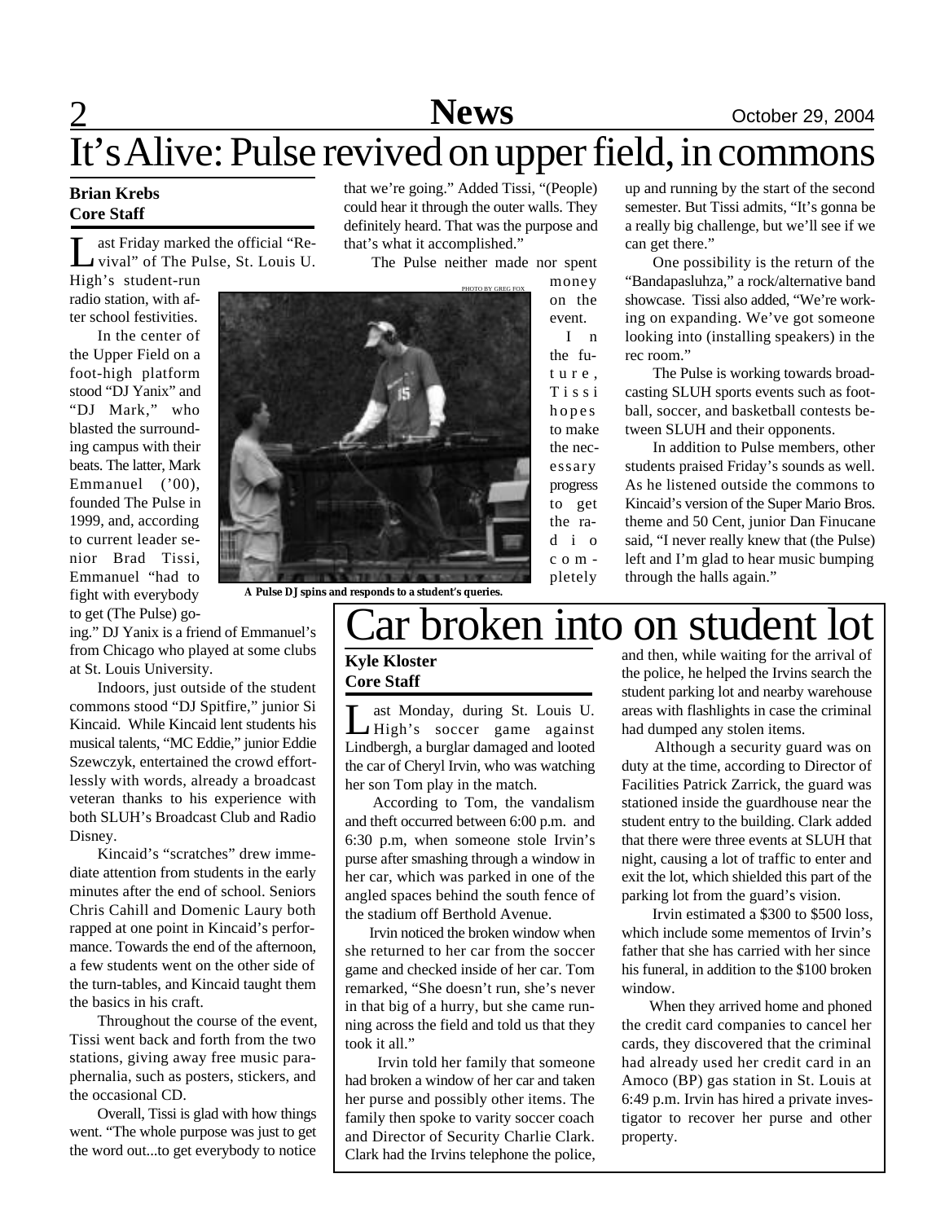# It's Alive: Pulse revived on upper field, in commons

**Brian Krebs**
**Core Staff**

Last Friday marked the official "Revival" of The Pulse, St. Louis U. High's student-run radio station, with after school festivities.

In the center of the Upper Field on a foot-high platform stood "DJ Yanix" and "DJ Mark," who blasted the surrounding campus with their beats. The latter, Mark Emmanuel ('00), founded The Pulse in 1999, and, according to current leader senior Brad Tissi, Emmanuel "had to fight with everybody to get (The Pulse) going." DJ Yanix is a friend of Emmanuel's from Chicago who played at some clubs at St. Louis University.

Indoors, just outside of the student commons stood "DJ Spitfire," junior Si Kincaid. While Kincaid lent students his musical talents, "MC Eddie," junior Eddie Szewczyk, entertained the crowd effortlessly with words, already a broadcast veteran thanks to his experience with both SLUH's Broadcast Club and Radio Disney.

Kincaid's "scratches" drew immediate attention from students in the early minutes after the end of school. Seniors Chris Cahill and Domenic Laury both rapped at one point in Kincaid's performance. Towards the end of the afternoon, a few students went on the other side of the turn-tables, and Kincaid taught them the basics in his craft.

Throughout the course of the event, Tissi went back and forth from the two stations, giving away free music paraphernalia, such as posters, stickers, and the occasional CD.

Overall, Tissi is glad with how things went. "The whole purpose was just to get the word out...to get everybody to notice that we're going." Added Tissi, "(People) could hear it through the outer walls. They definitely heard. That was the purpose and that's what it accomplished."

The Pulse neither made nor spent money on the event.

PHOTO BY GREG FOX

A Pulse DJ spins and responds to a student's queries.

In the future, Tissi hopes to make the necessary progress to get the radio completely up and running by the start of the second semester. But Tissi admits, "It's gonna be a really big challenge, but we'll see if we can get there."

One possibility is the return of the "Bandapasluhza," a rock/alternative band showcase. Tissi also added, "We're working on expanding. We've got someone looking into (installing speakers) in the rec room."

The Pulse is working towards broadcasting SLUH sports events such as football, soccer, and basketball contests between SLUH and their opponents.

In addition to Pulse members, other students praised Friday's sounds as well. As he listened outside the commons to Kincaid's version of the Super Mario Bros. theme and 50 Cent, junior Dan Finucane said, "I never really knew that (the Pulse) left and I'm glad to hear music bumping through the halls again."

# Car broken into on student lot

**Kyle Kloster**
**Core Staff**

Last Monday, during St. Louis U. High's soccer game against Lindbergh, a burglar damaged and looted the car of Cheryl Irvin, who was watching her son Tom play in the match.

According to Tom, the vandalism and theft occurred between 6:00 p.m. and 6:30 p.m, when someone stole Irvin's purse after smashing through a window in her car, which was parked in one of the angled spaces behind the south fence of the stadium off Berthold Avenue.

Irvin noticed the broken window when she returned to her car from the soccer game and checked inside of her car. Tom remarked, "She doesn't run, she's never in that big of a hurry, but she came running across the field and told us that they took it all."

Irvin told her family that someone had broken a window of her car and taken her purse and possibly other items. The family then spoke to varity soccer coach and Director of Security Charlie Clark. Clark had the Irvins telephone the police, and then, while waiting for the arrival of the police, he helped the Irvins search the student parking lot and nearby warehouse areas with flashlights in case the criminal had dumped any stolen items.

Although a security guard was on duty at the time, according to Director of Facilities Patrick Zarrick, the guard was stationed inside the guardhouse near the student entry to the building. Clark added that there were three events at SLUH that night, causing a lot of traffic to enter and exit the lot, which shielded this part of the parking lot from the guard's vision.

Irvin estimated a $300 to $500 loss, which include some mementos of Irvin's father that she has carried with her since his funeral, in addition to the $100 broken window.

When they arrived home and phoned the credit card companies to cancel her cards, they discovered that the criminal had already used her credit card in an Amoco (BP) gas station in St. Louis at 6:49 p.m. Irvin has hired a private investigator to recover her purse and other property.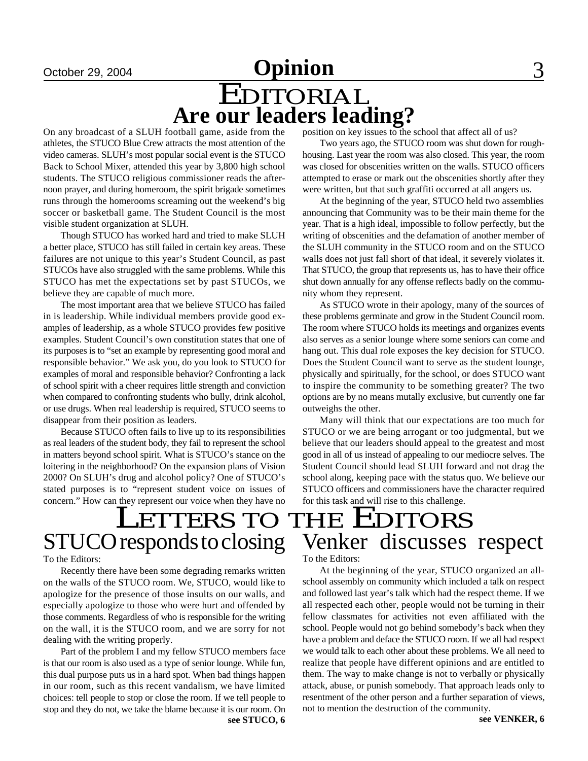# Editorial

## Are our leaders leading?

On any broadcast of a SLUH football game, aside from the athletes, the STUCO Blue Crew attracts the most attention of the video cameras. SLUH's most popular social event is the STUCO Back to School Mixer, attended this year by 3,800 high school students. The STUCO religious commissioner reads the afternoon prayer, and during homeroom, the spirit brigade sometimes runs through the homerooms screaming out the weekend's big soccer or basketball game. The Student Council is the most visible student organization at SLUH.

Though STUCO has worked hard and tried to make SLUH a better place, STUCO has still failed in certain key areas. These failures are not unique to this year's Student Council, as past STUCOs have also struggled with the same problems. While this STUCO has met the expectations set by past STUCOs, we believe they are capable of much more.

The most important area that we believe STUCO has failed in is leadership. While individual members provide good examples of leadership, as a whole STUCO provides few positive examples. Student Council's own constitution states that one of its purposes is to "set an example by representing good moral and responsible behavior." We ask you, do you look to STUCO for examples of moral and responsible behavior? Confronting a lack of school spirit with a cheer requires little strength and conviction when compared to confronting students who bully, drink alcohol, or use drugs. When real leadership is required, STUCO seems to disappear from their position as leaders.

Because STUCO often fails to live up to its responsibilities as real leaders of the student body, they fail to represent the school in matters beyond school spirit. What is STUCO's stance on the loitering in the neighborhood? On the expansion plans of Vision 2000? On SLUH's drug and alcohol policy? One of STUCO's stated purposes is to "represent student voice on issues of concern." How can they represent our voice when they have no position on key issues to the school that affect all of us?

Two years ago, the STUCO room was shut down for roughhousing. Last year the room was also closed. This year, the room was closed for obscenities written on the walls. STUCO officers attempted to erase or mark out the obscenities shortly after they were written, but that such graffiti occurred at all angers us.

At the beginning of the year, STUCO held two assemblies announcing that Community was to be their main theme for the year. That is a high ideal, impossible to follow perfectly, but the writing of obscenities and the defamation of another member of the SLUH community in the STUCO room and on the STUCO walls does not just fall short of that ideal, it severely violates it. That STUCO, the group that represents us, has to have their office shut down annually for any offense reflects badly on the community whom they represent.

As STUCO wrote in their apology, many of the sources of these problems germinate and grow in the Student Council room. The room where STUCO holds its meetings and organizes events also serves as a senior lounge where some seniors can come and hang out. This dual role exposes the key decision for STUCO. Does the Student Council want to serve as the student lounge, physically and spiritually, for the school, or does STUCO want to inspire the community to be something greater? The two options are by no means mutally exclusive, but currently one far outweighs the other.

Many will think that our expectations are too much for STUCO or we are being arrogant or too judgmental, but we believe that our leaders should appeal to the greatest and most good in all of us instead of appealing to our mediocre selves. The Student Council should lead SLUH forward and not drag the school along, keeping pace with the status quo. We believe our STUCO officers and commissioners have the character required for this task and will rise to this challenge.

# Letters to the Editors

## STUCO responds to closing

To the Editors:

Recently there have been some degrading remarks written on the walls of the STUCO room. We, STUCO, would like to apologize for the presence of those insults on our walls, and especially apologize to those who were hurt and offended by those comments. Regardless of who is responsible for the writing on the wall, it is the STUCO room, and we are sorry for not dealing with the writing properly.

Part of the problem I and my fellow STUCO members face is that our room is also used as a type of senior lounge. While fun, this dual purpose puts us in a hard spot. When bad things happen in our room, such as this recent vandalism, we have limited choices: tell people to stop or close the room. If we tell people to stop and they do not, we take the blame because it is our room. On

**see STUCO, 6**

## Venker discusses respect

To the Editors:

At the beginning of the year, STUCO organized an all-school assembly on community which included a talk on respect and followed last year's talk which had the respect theme. If we all respected each other, people would not be turning in their fellow classmates for activities not even affiliated with the school. People would not go behind somebody's back when they have a problem and deface the STUCO room. If we all had respect we would talk to each other about these problems. We all need to realize that people have different opinions and are entitled to them. The way to make change is not to verbally or physically attack, abuse, or punish somebody. That approach leads only to resentment of the other person and a further separation of views, not to mention the destruction of the community.

**see VENKER, 6**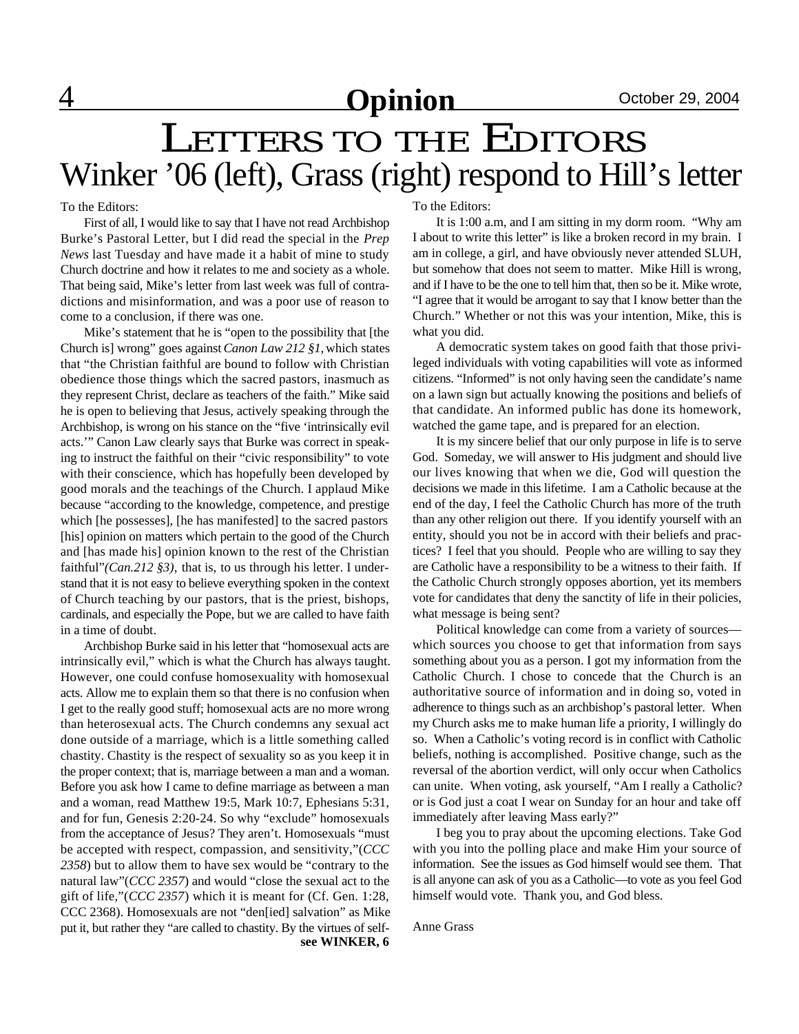# LETTERS TO THE EDITORS

## Winker '06 (left), Grass (right) respond to Hill's letter

To the Editors:

First of all, I would like to say that I have not read Archbishop Burke's Pastoral Letter, but I did read the special in the *Prep News* last Tuesday and have made it a habit of mine to study Church doctrine and how it relates to me and society as a whole. That being said, Mike's letter from last week was full of contradictions and misinformation, and was a poor use of reason to come to a conclusion, if there was one.

Mike's statement that he is "open to the possibility that [the Church is] wrong" goes against *Canon Law 212 §1,* which states that "the Christian faithful are bound to follow with Christian obedience those things which the sacred pastors, inasmuch as they represent Christ, declare as teachers of the faith." Mike said he is open to believing that Jesus, actively speaking through the Archbishop, is wrong on his stance on the "five 'intrinsically evil acts.'" Canon Law clearly says that Burke was correct in speaking to instruct the faithful on their "civic responsibility" to vote with their conscience, which has hopefully been developed by good morals and the teachings of the Church. I applaud Mike because "according to the knowledge, competence, and prestige which [he possesses], [he has manifested] to the sacred pastors [his] opinion on matters which pertain to the good of the Church and [has made his] opinion known to the rest of the Christian faithful"*(Can.212 §3),* that is, to us through his letter. I understand that it is not easy to believe everything spoken in the context of Church teaching by our pastors, that is the priest, bishops, cardinals, and especially the Pope, but we are called to have faith in a time of doubt.

Archbishop Burke said in his letter that "homosexual acts are intrinsically evil," which is what the Church has always taught. However, one could confuse homosexuality with homosexual acts. Allow me to explain them so that there is no confusion when I get to the really good stuff; homosexual acts are no more wrong than heterosexual acts. The Church condemns any sexual act done outside of a marriage, which is a little something called chastity. Chastity is the respect of sexuality so as you keep it in the proper context; that is, marriage between a man and a woman. Before you ask how I came to define marriage as between a man and a woman, read Matthew 19:5, Mark 10:7, Ephesians 5:31, and for fun, Genesis 2:20-24. So why "exclude" homosexuals from the acceptance of Jesus? They aren't. Homosexuals "must be accepted with respect, compassion, and sensitivity,"(*CCC 2358*) but to allow them to have sex would be "contrary to the natural law"(*CCC 2357*) and would "close the sexual act to the gift of life,"(*CCC 2357*) which it is meant for (Cf. Gen. 1:28, CCC 2368). Homosexuals are not "den[ied] salvation" as Mike put it, but rather they "are called to chastity. By the virtues of self-

**see WINKER, 6**

To the Editors:

It is 1:00 a.m, and I am sitting in my dorm room. "Why am I about to write this letter" is like a broken record in my brain. I am in college, a girl, and have obviously never attended SLUH, but somehow that does not seem to matter. Mike Hill is wrong, and if I have to be the one to tell him that, then so be it. Mike wrote, "I agree that it would be arrogant to say that I know better than the Church." Whether or not this was your intention, Mike, this is what you did.

A democratic system takes on good faith that those privileged individuals with voting capabilities will vote as informed citizens. "Informed" is not only having seen the candidate's name on a lawn sign but actually knowing the positions and beliefs of that candidate. An informed public has done its homework, watched the game tape, and is prepared for an election.

It is my sincere belief that our only purpose in life is to serve God. Someday, we will answer to His judgment and should live our lives knowing that when we die, God will question the decisions we made in this lifetime. I am a Catholic because at the end of the day, I feel the Catholic Church has more of the truth than any other religion out there. If you identify yourself with an entity, should you not be in accord with their beliefs and practices? I feel that you should. People who are willing to say they are Catholic have a responsibility to be a witness to their faith. If the Catholic Church strongly opposes abortion, yet its members vote for candidates that deny the sanctity of life in their policies, what message is being sent?

Political knowledge can come from a variety of sources—which sources you choose to get that information from says something about you as a person. I got my information from the Catholic Church. I chose to concede that the Church is an authoritative source of information and in doing so, voted in adherence to things such as an archbishop's pastoral letter. When my Church asks me to make human life a priority, I willingly do so. When a Catholic's voting record is in conflict with Catholic beliefs, nothing is accomplished. Positive change, such as the reversal of the abortion verdict, will only occur when Catholics can unite. When voting, ask yourself, "Am I really a Catholic? or is God just a coat I wear on Sunday for an hour and take off immediately after leaving Mass early?"

I beg you to pray about the upcoming elections. Take God with you into the polling place and make Him your source of information. See the issues as God himself would see them. That is all anyone can ask of you as a Catholic—to vote as you feel God himself would vote. Thank you, and God bless.

Anne Grass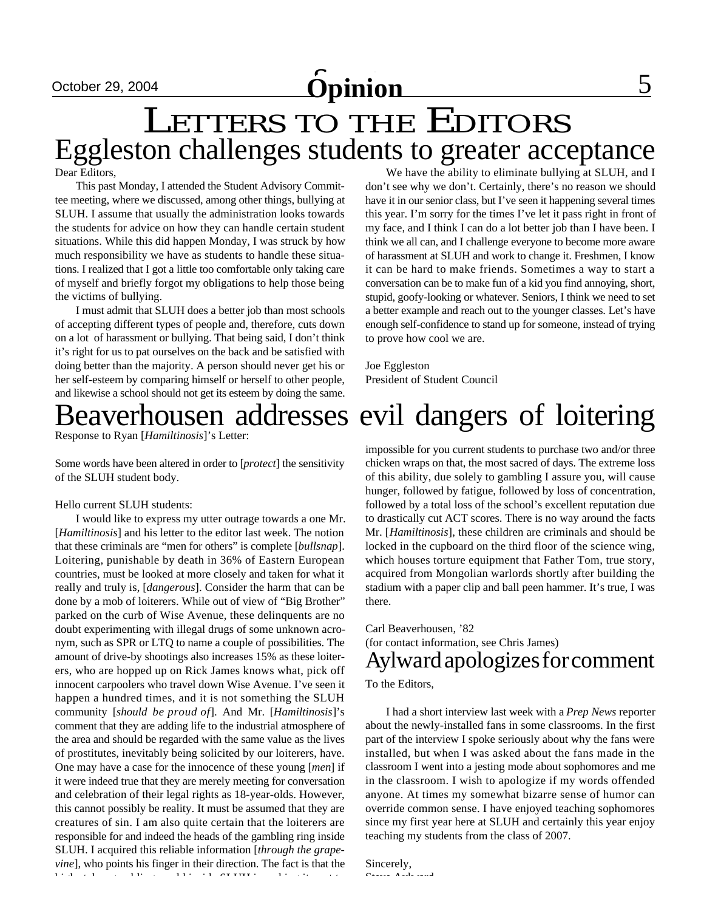# Letters to the Editors

## Eggleston challenges students to greater acceptance

Dear Editors,

This past Monday, I attended the Student Advisory Committee meeting, where we discussed, among other things, bullying at SLUH. I assume that usually the administration looks towards the students for advice on how they can handle certain student situations. While this did happen Monday, I was struck by how much responsibility we have as students to handle these situations. I realized that I got a little too comfortable only taking care of myself and briefly forgot my obligations to help those being the victims of bullying.

I must admit that SLUH does a better job than most schools of accepting different types of people and, therefore, cuts down on a lot of harassment or bullying. That being said, I don't think it's right for us to pat ourselves on the back and be satisfied with doing better than the majority. A person should never get his or her self-esteem by comparing himself or herself to other people, and likewise a school should not get its esteem by doing the same.

We have the ability to eliminate bullying at SLUH, and I don't see why we don't. Certainly, there's no reason we should have it in our senior class, but I've seen it happening several times this year. I'm sorry for the times I've let it pass right in front of my face, and I think I can do a lot better job than I have been. I think we all can, and I challenge everyone to become more aware of harassment at SLUH and work to change it. Freshmen, I know it can be hard to make friends. Sometimes a way to start a conversation can be to make fun of a kid you find annoying, short, stupid, goofy-looking or whatever. Seniors, I think we need to set a better example and reach out to the younger classes. Let's have enough self-confidence to stand up for someone, instead of trying to prove how cool we are.

Joe Eggleston
President of Student Council

## Beaverhousen addresses evil dangers of loitering

Response to Ryan [*Hamiltinosis*]'s Letter:

Some words have been altered in order to [*protect*] the sensitivity of the SLUH student body.

Hello current SLUH students:

I would like to express my utter outrage towards a one Mr. [*Hamiltinosis*] and his letter to the editor last week. The notion that these criminals are "men for others" is complete [*bullsnap*]. Loitering, punishable by death in 36% of Eastern European countries, must be looked at more closely and taken for what it really and truly is, [*dangerous*]. Consider the harm that can be done by a mob of loiterers. While out of view of "Big Brother" parked on the curb of Wise Avenue, these delinquents are no doubt experimenting with illegal drugs of some unknown acronym, such as SPR or LTQ to name a couple of possibilities. The amount of drive-by shootings also increases 15% as these loiterers, who are hopped up on Rick James knows what, pick off innocent carpoolers who travel down Wise Avenue. I've seen it happen a hundred times, and it is not something the SLUH community [*should be proud of*]. And Mr. [*Hamiltinosis*]'s comment that they are adding life to the industrial atmosphere of the area and should be regarded with the same value as the lives of prostitutes, inevitably being solicited by our loiterers, have. One may have a case for the innocence of these young [*men*] if it were indeed true that they are merely meeting for conversation and celebration of their legal rights as 18-year-olds. However, this cannot possibly be reality. It must be assumed that they are creatures of sin. I am also quite certain that the loiterers are responsible for and indeed the heads of the gambling ring inside SLUH. I acquired this reliable information [*through the grapevine*], who points his finger in their direction. The fact is that the highest bet ... gambling ... inside SLUH is making it ... impossible for you current students to purchase two and/or three chicken wraps on that, the most sacred of days. The extreme loss of this ability, due solely to gambling I assure you, will cause hunger, followed by fatigue, followed by loss of concentration, followed by a total loss of the school's excellent reputation due to drastically cut ACT scores. There is no way around the facts Mr. [*Hamiltinosis*], these children are criminals and should be locked in the cupboard on the third floor of the science wing, which houses torture equipment that Father Tom, true story, acquired from Mongolian warlords shortly after building the stadium with a paper clip and ball peen hammer. It's true, I was there.

Carl Beaverhousen, '82
(for contact information, see Chris James)

## Aylward apologizes for comment

To the Editors,

I had a short interview last week with a *Prep News* reporter about the newly-installed fans in some classrooms. In the first part of the interview I spoke seriously about why the fans were installed, but when I was asked about the fans made in the classroom I went into a jesting mode about sophomores and me in the classroom. I wish to apologize if my words offended anyone. At times my somewhat bizarre sense of humor can override common sense. I have enjoyed teaching sophomores since my first year here at SLUH and certainly this year enjoy teaching my students from the class of 2007.

Sincerely,
Steve Aylward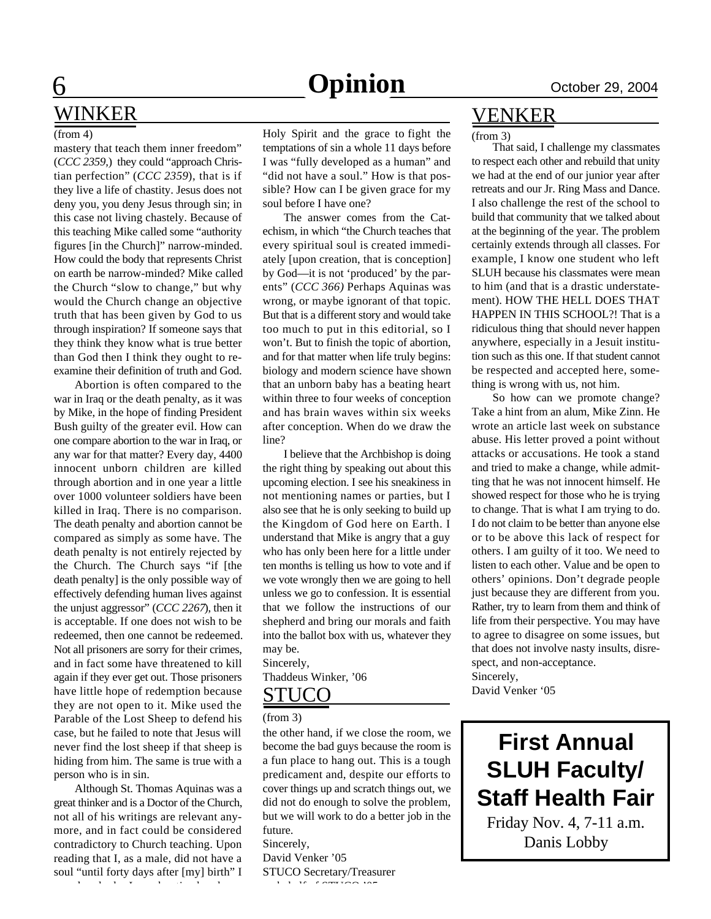## WINKER

(from 4)

mastery that teach them inner freedom" (*CCC 2359*,) they could "approach Christian perfection" (*CCC 2359*), that is if they live a life of chastity. Jesus does not deny you, you deny Jesus through sin; in this case not living chastely. Because of this teaching Mike called some "authority figures [in the Church]" narrow-minded. How could the body that represents Christ on earth be narrow-minded? Mike called the Church "slow to change," but why would the Church change an objective truth that has been given by God to us through inspiration? If someone says that they think they know what is true better than God then I think they ought to reexamine their definition of truth and God.

Abortion is often compared to the war in Iraq or the death penalty, as it was by Mike, in the hope of finding President Bush guilty of the greater evil. How can one compare abortion to the war in Iraq, or any war for that matter? Every day, 4400 innocent unborn children are killed through abortion and in one year a little over 1000 volunteer soldiers have been killed in Iraq. There is no comparison. The death penalty and abortion cannot be compared as simply as some have. The death penalty is not entirely rejected by the Church. The Church says "if [the death penalty] is the only possible way of effectively defending human lives against the unjust aggressor" (*CCC 2267*), then it is acceptable. If one does not wish to be redeemed, then one cannot be redeemed. Not all prisoners are sorry for their crimes, and in fact some have threatened to kill again if they ever get out. Those prisoners have little hope of redemption because they are not open to it. Mike used the Parable of the Lost Sheep to defend his case, but he failed to note that Jesus will never find the lost sheep if that sheep is hiding from him. The same is true with a person who is in sin.

Although St. Thomas Aquinas was a great thinker and is a Doctor of the Church, not all of his writings are relevant anymore, and in fact could be considered contradictory to Church teaching. Upon reading that I, as a male, did not have a soul "until forty days after [my] birth" I

Holy Spirit and the grace to fight the temptations of sin a whole 11 days before I was "fully developed as a human" and "did not have a soul." How is that possible? How can I be given grace for my soul before I have one?

The answer comes from the Catechism, in which "the Church teaches that every spiritual soul is created immediately [upon creation, that is conception] by God—it is not 'produced' by the parents" (*CCC 366)* Perhaps Aquinas was wrong, or maybe ignorant of that topic. But that is a different story and would take too much to put in this editorial, so I won't. But to finish the topic of abortion, and for that matter when life truly begins: biology and modern science have shown that an unborn baby has a beating heart within three to four weeks of conception and has brain waves within six weeks after conception. When do we draw the line?

I believe that the Archbishop is doing the right thing by speaking out about this upcoming election. I see his sneakiness in not mentioning names or parties, but I also see that he is only seeking to build up the Kingdom of God here on Earth. I understand that Mike is angry that a guy who has only been here for a little under ten months is telling us how to vote and if we vote wrongly then we are going to hell unless we go to confession. It is essential that we follow the instructions of our shepherd and bring our morals and faith into the ballot box with us, whatever they may be.

Sincerely,
Thaddeus Winker, '06

## STUCO

(from 3)

the other hand, if we close the room, we become the bad guys because the room is a fun place to hang out. This is a tough predicament and, despite our efforts to cover things up and scratch things out, we did not do enough to solve the problem, but we will work to do a better job in the future.

Sincerely,
David Venker '05
STUCO Secretary/Treasurer

## VENKER

(from 3)

That said, I challenge my classmates to respect each other and rebuild that unity we had at the end of our junior year after retreats and our Jr. Ring Mass and Dance. I also challenge the rest of the school to build that community that we talked about at the beginning of the year. The problem certainly extends through all classes. For example, I know one student who left SLUH because his classmates were mean to him (and that is a drastic understatement). HOW THE HELL DOES THAT HAPPEN IN THIS SCHOOL?! That is a ridiculous thing that should never happen anywhere, especially in a Jesuit institution such as this one. If that student cannot be respected and accepted here, something is wrong with us, not him.

So how can we promote change? Take a hint from an alum, Mike Zinn. He wrote an article last week on substance abuse. His letter proved a point without attacks or accusations. He took a stand and tried to make a change, while admitting that he was not innocent himself. He showed respect for those who he is trying to change. That is what I am trying to do. I do not claim to be better than anyone else or to be above this lack of respect for others. I am guilty of it too. We need to listen to each other. Value and be open to others' opinions. Don't degrade people just because they are different from you. Rather, try to learn from them and think of life from their perspective. You may have to agree to disagree on some issues, but that does not involve nasty insults, disrespect, and non-acceptance.

Sincerely,
David Venker '05

**First Annual SLUH Faculty/ Staff Health Fair**

Friday Nov. 4, 7-11 a.m.
Danis Lobby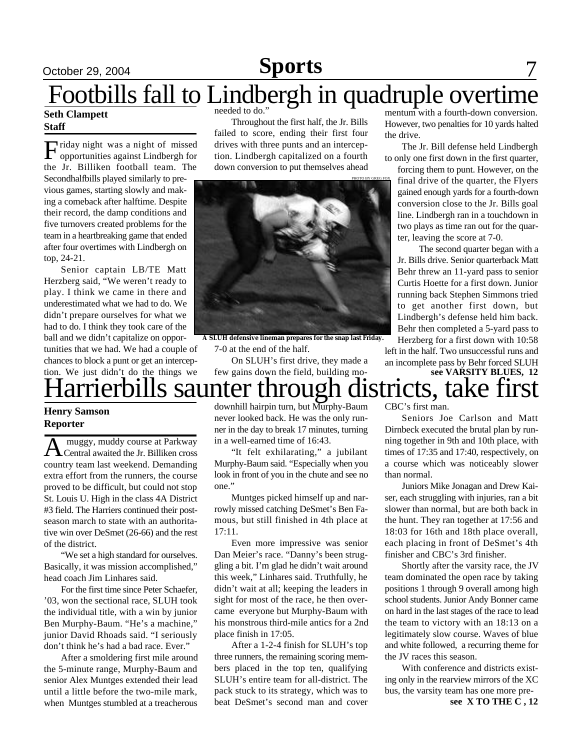# Footbills fall to Lindbergh in quadruple overtime

**Seth Clampett**
**Staff**

Friday night was a night of missed opportunities against Lindbergh for the Jr. Billiken football team. The Secondhalfbills played similarly to previous games, starting slowly and making a comeback after halftime. Despite their record, the damp conditions and five turnovers created problems for the team in a heartbreaking game that ended after four overtimes with Lindbergh on top, 24-21.

Senior captain LB/TE Matt Herzberg said, "We weren't ready to play. I think we came in there and underestimated what we had to do. We didn't prepare ourselves for what we had to do. I think they took care of the ball and we didn't capitalize on opportunities that we had. We had a couple of chances to block a punt or get an interception. We just didn't do the things we needed to do."

Throughout the first half, the Jr. Bills failed to score, ending their first four drives with three punts and an interception. Lindbergh capitalized on a fourth down conversion to put themselves ahead 7-0 at the end of the half.

PHOTO BY GREG FOX

A SLUH defensive lineman prepares for the snap last Friday.

On SLUH's first drive, they made a few gains down the field, building momentum with a fourth-down conversion. However, two penalties for 10 yards halted the drive.

The Jr. Bill defense held Lindbergh to only one first down in the first quarter, forcing them to punt. However, on the final drive of the quarter, the Flyers gained enough yards for a fourth-down conversion close to the Jr. Bills goal line. Lindbergh ran in a touchdown in two plays as time ran out for the quarter, leaving the score at 7-0.

The second quarter began with a Jr. Bills drive. Senior quarterback Matt Behr threw an 11-yard pass to senior Curtis Hoette for a first down. Junior running back Stephen Simmons tried to get another first down, but Lindbergh's defense held him back. Behr then completed a 5-yard pass to Herzberg for a first down with 10:58 left in the half. Two unsuccessful runs and an incomplete pass by Behr forced SLUH

**see VARSITY BLUES, 12**

# Harrierbills saunter through districts, take first

**Henry Samson**
**Reporter**

A muggy, muddy course at Parkway Central awaited the Jr. Billiken cross country team last weekend. Demanding extra effort from the runners, the course proved to be difficult, but could not stop St. Louis U. High in the class 4A District #3 field. The Harriers continued their post-season march to state with an authoritative win over DeSmet (26-66) and the rest of the district.

"We set a high standard for ourselves. Basically, it was mission accomplished," head coach Jim Linhares said.

For the first time since Peter Schaefer, '03, won the sectional race, SLUH took the individual title, with a win by junior Ben Murphy-Baum. "He's a machine," junior David Rhoads said. "I seriously don't think he's had a bad race. Ever."

After a smoldering first mile around the 5-minute range, Murphy-Baum and senior Alex Muntges extended their lead until a little before the two-mile mark, when Muntges stumbled at a treacherous downhill hairpin turn, but Murphy-Baum never looked back. He was the only runner in the day to break 17 minutes, turning in a well-earned time of 16:43.

"It felt exhilarating," a jubilant Murphy-Baum said. "Especially when you look in front of you in the chute and see no one."

Muntges picked himself up and narrowly missed catching DeSmet's Ben Famous, but still finished in 4th place at 17:11.

Even more impressive was senior Dan Meier's race. "Danny's been struggling a bit. I'm glad he didn't wait around this week," Linhares said. Truthfully, he didn't wait at all; keeping the leaders in sight for most of the race, he then overcame everyone but Murphy-Baum with his monstrous third-mile antics for a 2nd place finish in 17:05.

After a 1-2-4 finish for SLUH's top three runners, the remaining scoring members placed in the top ten, qualifying SLUH's entire team for all-district. The pack stuck to its strategy, which was to beat DeSmet's second man and cover CBC's first man.

Seniors Joe Carlson and Matt Dirnbeck executed the brutal plan by running together in 9th and 10th place, with times of 17:35 and 17:40, respectively, on a course which was noticeably slower than normal.

Juniors Mike Jonagan and Drew Kaiser, each struggling with injuries, ran a bit slower than normal, but are both back in the hunt. They ran together at 17:56 and 18:03 for 16th and 18th place overall, each placing in front of DeSmet's 4th finisher and CBC's 3rd finisher.

Shortly after the varsity race, the JV team dominated the open race by taking positions 1 through 9 overall among high school students. Junior Andy Bonner came on hard in the last stages of the race to lead the team to victory with an 18:13 on a legitimately slow course. Waves of blue and white followed, a recurring theme for the JV races this season.

With conference and districts existing only in the rearview mirrors of the XC bus, the varsity team has one more pre-

**see X TO THE C , 12**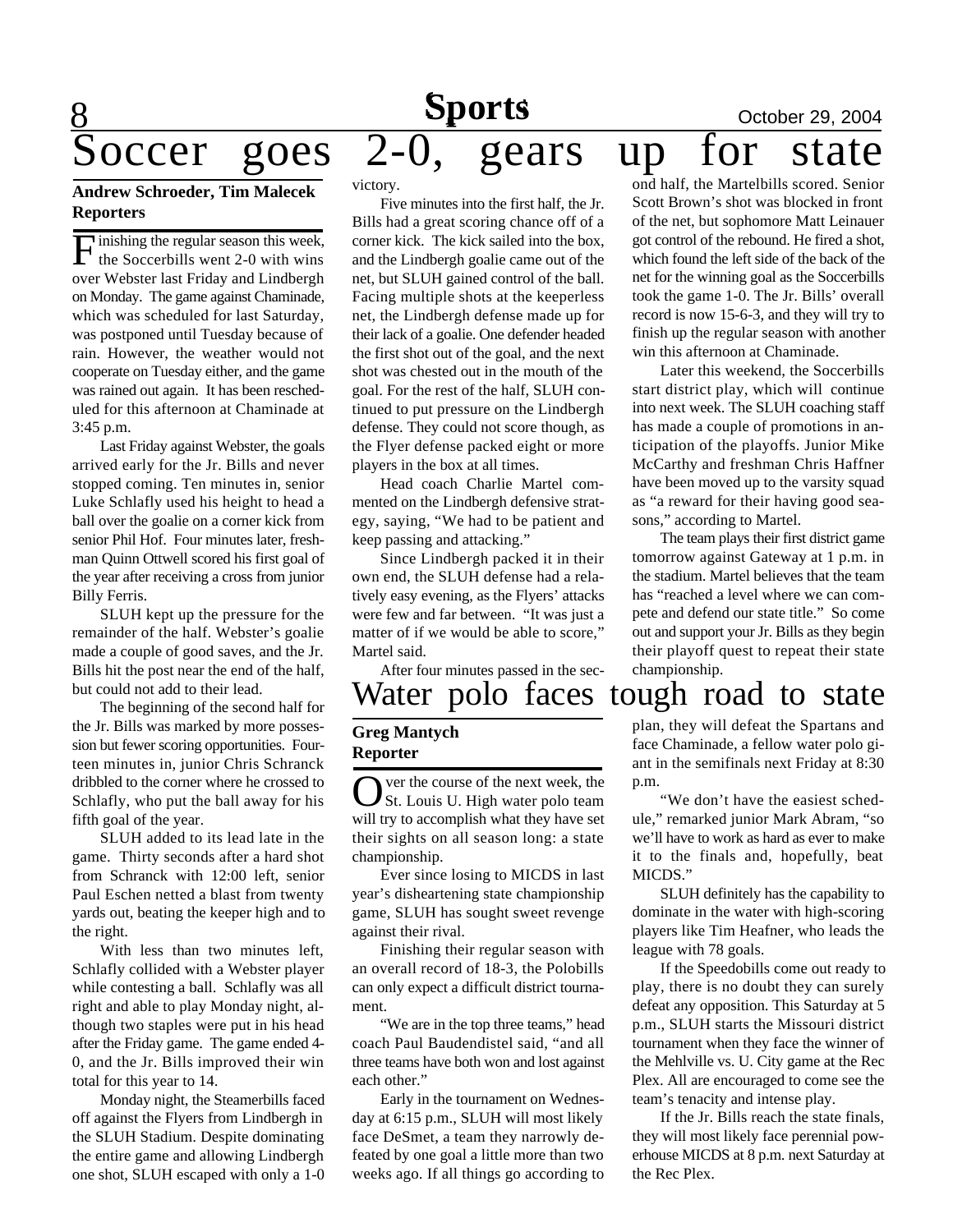# Soccer goes 2-0, gears up for state

**Andrew Schroeder, Tim Malecek**
**Reporters**

Finishing the regular season this week, the Soccerbills went 2-0 with wins over Webster last Friday and Lindbergh on Monday. The game against Chaminade, which was scheduled for last Saturday, was postponed until Tuesday because of rain. However, the weather would not cooperate on Tuesday either, and the game was rained out again. It has been rescheduled for this afternoon at Chaminade at 3:45 p.m.

Last Friday against Webster, the goals arrived early for the Jr. Bills and never stopped coming. Ten minutes in, senior Luke Schlafly used his height to head a ball over the goalie on a corner kick from senior Phil Hof. Four minutes later, freshman Quinn Ottwell scored his first goal of the year after receiving a cross from junior Billy Ferris.

SLUH kept up the pressure for the remainder of the half. Webster's goalie made a couple of good saves, and the Jr. Bills hit the post near the end of the half, but could not add to their lead.

The beginning of the second half for the Jr. Bills was marked by more possession but fewer scoring opportunities. Fourteen minutes in, junior Chris Schranck dribbled to the corner where he crossed to Schlafly, who put the ball away for his fifth goal of the year.

SLUH added to its lead late in the game. Thirty seconds after a hard shot from Schranck with 12:00 left, senior Paul Eschen netted a blast from twenty yards out, beating the keeper high and to the right.

With less than two minutes left, Schlafly collided with a Webster player while contesting a ball. Schlafly was all right and able to play Monday night, although two staples were put in his head after the Friday game. The game ended 4-0, and the Jr. Bills improved their win total for this year to 14.

Monday night, the Steamerbills faced off against the Flyers from Lindbergh in the SLUH Stadium. Despite dominating the entire game and allowing Lindbergh one shot, SLUH escaped with only a 1-0 victory.

Five minutes into the first half, the Jr. Bills had a great scoring chance off of a corner kick. The kick sailed into the box, and the Lindbergh goalie came out of the net, but SLUH gained control of the ball. Facing multiple shots at the keeperless net, the Lindbergh defense made up for their lack of a goalie. One defender headed the first shot out of the goal, and the next shot was chested out in the mouth of the goal. For the rest of the half, SLUH continued to put pressure on the Lindbergh defense. They could not score though, as the Flyer defense packed eight or more players in the box at all times.

Head coach Charlie Martel commented on the Lindbergh defensive strategy, saying, "We had to be patient and keep passing and attacking."

Since Lindbergh packed it in their own end, the SLUH defense had a relatively easy evening, as the Flyers' attacks were few and far between. "It was just a matter of if we would be able to score," Martel said.

After four minutes passed in the second half, the Martelbills scored. Senior Scott Brown's shot was blocked in front of the net, but sophomore Matt Leinauer got control of the rebound. He fired a shot, which found the left side of the back of the net for the winning goal as the Soccerbills took the game 1-0. The Jr. Bills' overall record is now 15-6-3, and they will try to finish up the regular season with another win this afternoon at Chaminade.

Later this weekend, the Soccerbills start district play, which will continue into next week. The SLUH coaching staff has made a couple of promotions in anticipation of the playoffs. Junior Mike McCarthy and freshman Chris Haffner have been moved up to the varsity squad as "a reward for their having good seasons," according to Martel.

The team plays their first district game tomorrow against Gateway at 1 p.m. in the stadium. Martel believes that the team has "reached a level where we can compete and defend our state title." So come out and support your Jr. Bills as they begin their playoff quest to repeat their state championship.

# Water polo faces tough road to state

**Greg Mantych**
**Reporter**

Over the course of the next week, the St. Louis U. High water polo team will try to accomplish what they have set their sights on all season long: a state championship.

Ever since losing to MICDS in last year's disheartening state championship game, SLUH has sought sweet revenge against their rival.

Finishing their regular season with an overall record of 18-3, the Polobills can only expect a difficult district tournament.

"We are in the top three teams," head coach Paul Baudendistel said, "and all three teams have both won and lost against each other."

Early in the tournament on Wednesday at 6:15 p.m., SLUH will most likely face DeSmet, a team they narrowly defeated by one goal a little more than two weeks ago. If all things go according to plan, they will defeat the Spartans and face Chaminade, a fellow water polo giant in the semifinals next Friday at 8:30 p.m.

"We don't have the easiest schedule," remarked junior Mark Abram, "so we'll have to work as hard as ever to make it to the finals and, hopefully, beat MICDS."

SLUH definitely has the capability to dominate in the water with high-scoring players like Tim Heafner, who leads the league with 78 goals.

If the Speedobills come out ready to play, there is no doubt they can surely defeat any opposition. This Saturday at 5 p.m., SLUH starts the Missouri district tournament when they face the winner of the Mehlville vs. U. City game at the Rec Plex. All are encouraged to come see the team's tenacity and intense play.

If the Jr. Bills reach the state finals, they will most likely face perennial powerhouse MICDS at 8 p.m. next Saturday at the Rec Plex.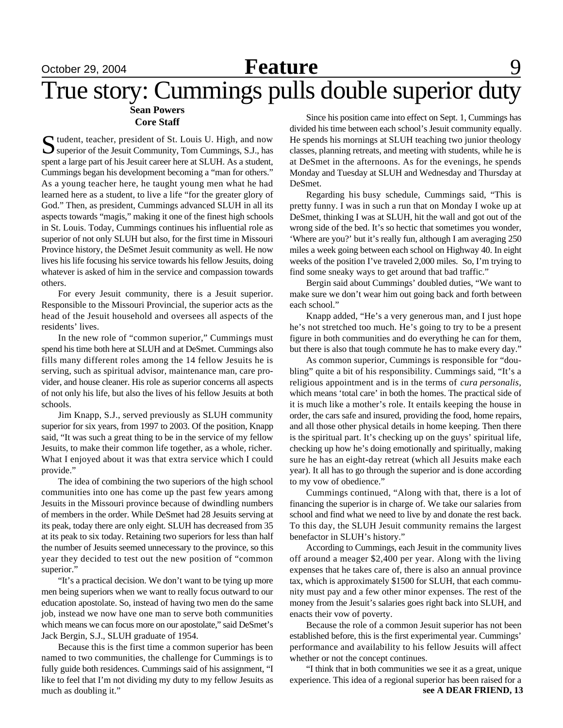# True story: Cummings pulls double superior duty

**Sean Powers**
**Core Staff**

Student, teacher, president of St. Louis U. High, and now superior of the Jesuit Community, Tom Cummings, S.J., has spent a large part of his Jesuit career here at SLUH. As a student, Cummings began his development becoming a "man for others." As a young teacher here, he taught young men what he had learned here as a student, to live a life "for the greater glory of God." Then, as president, Cummings advanced SLUH in all its aspects towards "magis," making it one of the finest high schools in St. Louis. Today, Cummings continues his influential role as superior of not only SLUH but also, for the first time in Missouri Province history, the DeSmet Jesuit community as well. He now lives his life focusing his service towards his fellow Jesuits, doing whatever is asked of him in the service and compassion towards others.

For every Jesuit community, there is a Jesuit superior. Responsible to the Missouri Provincial, the superior acts as the head of the Jesuit household and oversees all aspects of the residents' lives.

In the new role of "common superior," Cummings must spend his time both here at SLUH and at DeSmet. Cummings also fills many different roles among the 14 fellow Jesuits he is serving, such as spiritual advisor, maintenance man, care provider, and house cleaner. His role as superior concerns all aspects of not only his life, but also the lives of his fellow Jesuits at both schools.

Jim Knapp, S.J., served previously as SLUH community superior for six years, from 1997 to 2003. Of the position, Knapp said, "It was such a great thing to be in the service of my fellow Jesuits, to make their common life together, as a whole, richer. What I enjoyed about it was that extra service which I could provide."

The idea of combining the two superiors of the high school communities into one has come up the past few years among Jesuits in the Missouri province because of dwindling numbers of members in the order. While DeSmet had 28 Jesuits serving at its peak, today there are only eight. SLUH has decreased from 35 at its peak to six today. Retaining two superiors for less than half the number of Jesuits seemed unnecessary to the province, so this year they decided to test out the new position of "common superior."

"It's a practical decision. We don't want to be tying up more men being superiors when we want to really focus outward to our education apostolate. So, instead of having two men do the same job, instead we now have one man to serve both communities which means we can focus more on our apostolate," said DeSmet's Jack Bergin, S.J., SLUH graduate of 1954.

Because this is the first time a common superior has been named to two communities, the challenge for Cummings is to fully guide both residences. Cummings said of his assignment, "I like to feel that I'm not dividing my duty to my fellow Jesuits as much as doubling it."

Since his position came into effect on Sept. 1, Cummings has divided his time between each school's Jesuit community equally. He spends his mornings at SLUH teaching two junior theology classes, planning retreats, and meeting with students, while he is at DeSmet in the afternoons. As for the evenings, he spends Monday and Tuesday at SLUH and Wednesday and Thursday at DeSmet.

Regarding his busy schedule, Cummings said, "This is pretty funny. I was in such a run that on Monday I woke up at DeSmet, thinking I was at SLUH, hit the wall and got out of the wrong side of the bed. It's so hectic that sometimes you wonder, 'Where are you?' but it's really fun, although I am averaging 250 miles a week going between each school on Highway 40. In eight weeks of the position I've traveled 2,000 miles. So, I'm trying to find some sneaky ways to get around that bad traffic."

Bergin said about Cummings' doubled duties, "We want to make sure we don't wear him out going back and forth between each school."

Knapp added, "He's a very generous man, and I just hope he's not stretched too much. He's going to try to be a present figure in both communities and do everything he can for them, but there is also that tough commute he has to make every day."

As common superior, Cummings is responsible for "doubling" quite a bit of his responsibility. Cummings said, "It's a religious appointment and is in the terms of *cura personalis*, which means 'total care' in both the homes. The practical side of it is much like a mother's role. It entails keeping the house in order, the cars safe and insured, providing the food, home repairs, and all those other physical details in home keeping. Then there is the spiritual part. It's checking up on the guys' spiritual life, checking up how he's doing emotionally and spiritually, making sure he has an eight-day retreat (which all Jesuits make each year). It all has to go through the superior and is done according to my vow of obedience."

Cummings continued, "Along with that, there is a lot of financing the superior is in charge of. We take our salaries from school and find what we need to live by and donate the rest back. To this day, the SLUH Jesuit community remains the largest benefactor in SLUH's history."

According to Cummings, each Jesuit in the community lives off around a meager $2,400 per year. Along with the living expenses that he takes care of, there is also an annual province tax, which is approximately $1500 for SLUH, that each community must pay and a few other minor expenses. The rest of the money from the Jesuit's salaries goes right back into SLUH, and enacts their vow of poverty.

Because the role of a common Jesuit superior has not been established before, this is the first experimental year. Cummings' performance and availability to his fellow Jesuits will affect whether or not the concept continues.

"I think that in both communities we see it as a great, unique experience. This idea of a regional superior has been raised for a

**see A DEAR FRIEND, 13**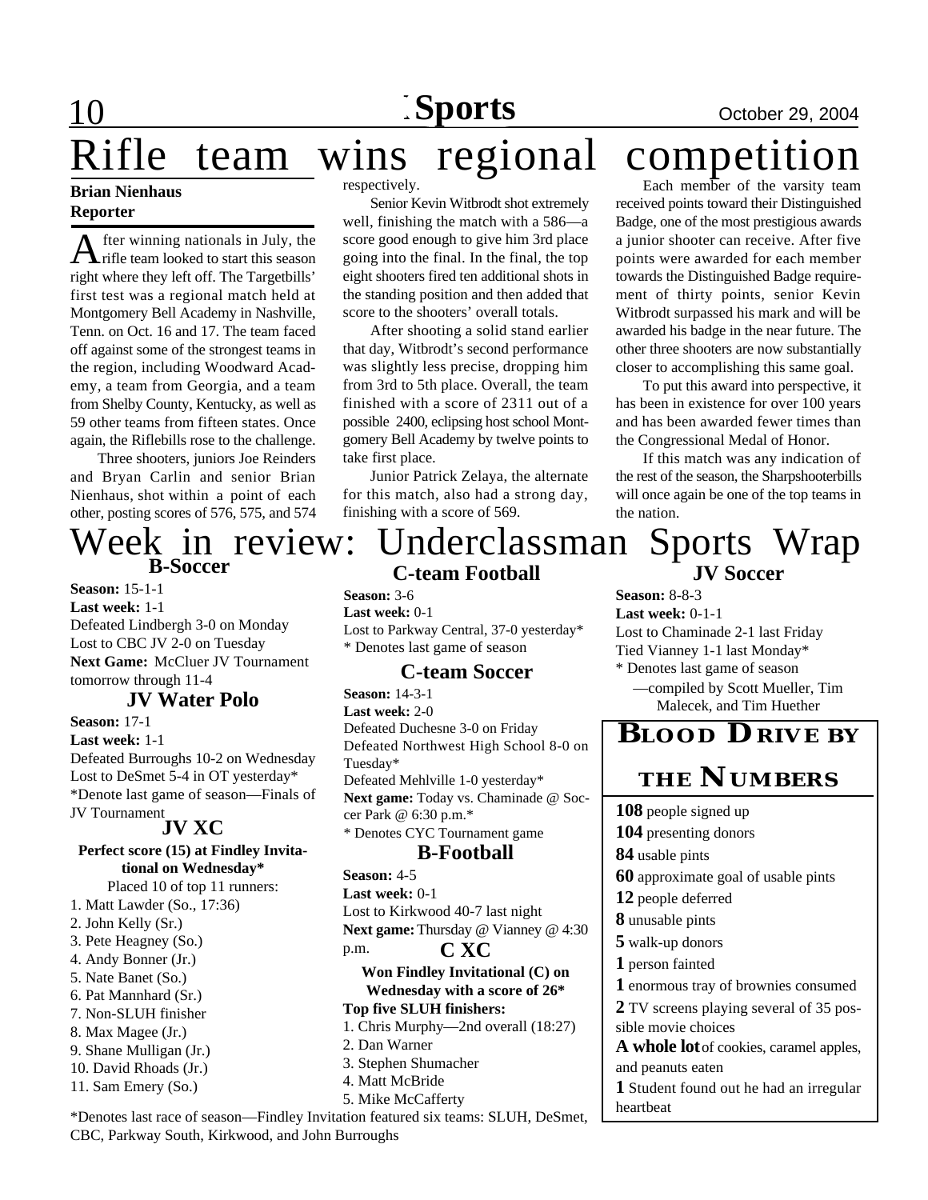# Rifle team wins regional competition

**Brian Nienhaus**
**Reporter**

After winning nationals in July, the rifle team looked to start this season right where they left off. The Targetbills' first test was a regional match held at Montgomery Bell Academy in Nashville, Tenn. on Oct. 16 and 17. The team faced off against some of the strongest teams in the region, including Woodward Academy, a team from Georgia, and a team from Shelby County, Kentucky, as well as 59 other teams from fifteen states. Once again, the Riflebills rose to the challenge.

Three shooters, juniors Joe Reinders and Bryan Carlin and senior Brian Nienhaus, shot within a point of each other, posting scores of 576, 575, and 574 respectively.

Senior Kevin Witbrodt shot extremely well, finishing the match with a 586—a score good enough to give him 3rd place going into the final. In the final, the top eight shooters fired ten additional shots in the standing position and then added that score to the shooters' overall totals.

After shooting a solid stand earlier that day, Witbrodt's second performance was slightly less precise, dropping him from 3rd to 5th place. Overall, the team finished with a score of 2311 out of a possible 2400, eclipsing host school Montgomery Bell Academy by twelve points to take first place.

Junior Patrick Zelaya, the alternate for this match, also had a strong day, finishing with a score of 569.

Each member of the varsity team received points toward their Distinguished Badge, one of the most prestigious awards a junior shooter can receive. After five points were awarded for each member towards the Distinguished Badge requirement of thirty points, senior Kevin Witbrodt surpassed his mark and will be awarded his badge in the near future. The other three shooters are now substantially closer to accomplishing this same goal.

To put this award into perspective, it has been in existence for over 100 years and has been awarded fewer times than the Congressional Medal of Honor.

If this match was any indication of the rest of the season, the Sharpshooterbills will once again be one of the top teams in the nation.

# Week in review: Underclassman Sports Wrap

### B-Soccer

**Season:** 15-1-1
**Last week:** 1-1
Defeated Lindbergh 3-0 on Monday
Lost to CBC JV 2-0 on Tuesday
**Next Game:** McCluer JV Tournament tomorrow through 11-4

### JV Water Polo

**Season:** 17-1
**Last week:** 1-1
Defeated Burroughs 10-2 on Wednesday
Lost to DeSmet 5-4 in OT yesterday*
*Denote last game of season—Finals of JV Tournament

### JV XC

**Perfect score (15) at Findley Invitational on Wednesday***
Placed 10 of top 11 runners:
1. Matt Lawder (So., 17:36)
2. John Kelly (Sr.)
3. Pete Heagney (So.)
4. Andy Bonner (Jr.)
5. Nate Banet (So.)
6. Pat Mannhard (Sr.)
7. Non-SLUH finisher
8. Max Magee (Jr.)
9. Shane Mulligan (Jr.)
10. David Rhoads (Jr.)
11. Sam Emery (So.)

### C-team Football

**Season:** 3-6
**Last week:** 0-1
Lost to Parkway Central, 37-0 yesterday*
* Denotes last game of season

### C-team Soccer

**Season:** 14-3-1
**Last week:** 2-0
Defeated Duchesne 3-0 on Friday
Defeated Northwest High School 8-0 on Tuesday*
Defeated Mehlville 1-0 yesterday*
**Next game:** Today vs. Chaminade @ Soccer Park @ 6:30 p.m.*
* Denotes CYC Tournament game

### B-Football

**Season:** 4-5
**Last week:** 0-1
Lost to Kirkwood 40-7 last night
**Next game:** Thursday @ Vianney @ 4:30 p.m.

### C XC

**Won Findley Invitational (C) on Wednesday with a score of 26***
**Top five SLUH finishers:**
1. Chris Murphy—2nd overall (18:27)
2. Dan Warner
3. Stephen Shumacher
4. Matt McBride
5. Mike McCafferty

*Denotes last race of season—Findley Invitation featured six teams: SLUH, DeSmet, CBC, Parkway South, Kirkwood, and John Burroughs

### JV Soccer

**Season:** 8-8-3
**Last week:** 0-1-1
Lost to Chaminade 2-1 last Friday
Tied Vianney 1-1 last Monday*
* Denotes last game of season

—compiled by Scott Mueller, Tim Malecek, and Tim Huether

## Blood Drive by the Numbers

**108** people signed up
**104** presenting donors
**84** usable pints
**60** approximate goal of usable pints
**12** people deferred
**8** unusable pints
**5** walk-up donors
**1** person fainted
**1** enormous tray of brownies consumed
**2** TV screens playing several of 35 possible movie choices
**A whole lot** of cookies, caramel apples, and peanuts eaten
**1** Student found out he had an irregular heartbeat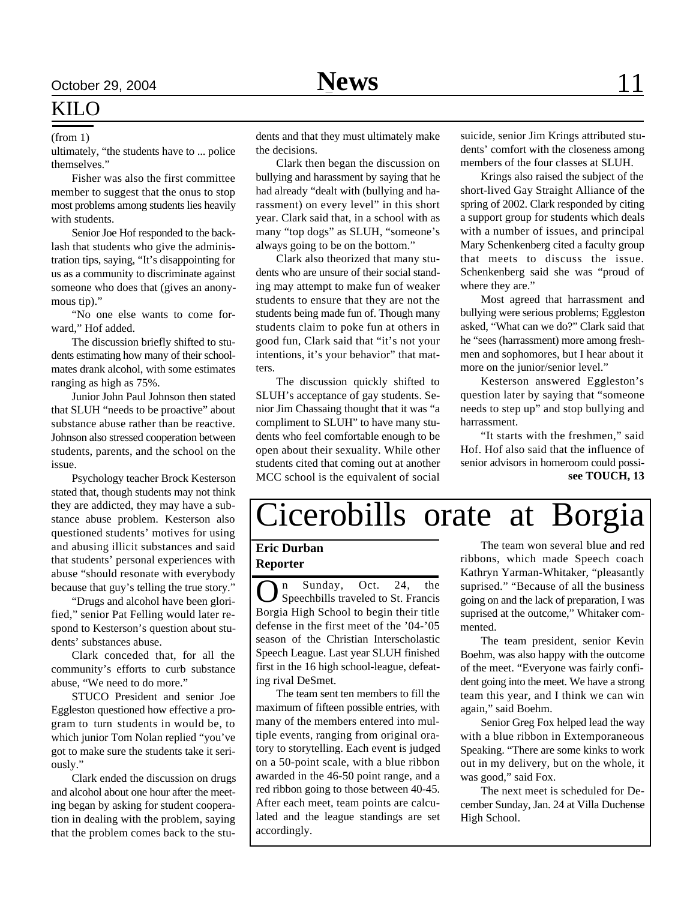## KILO

(from 1)

ultimately, "the students have to ... police themselves."

Fisher was also the first committee member to suggest that the onus to stop most problems among students lies heavily with students.

Senior Joe Hof responded to the backlash that students who give the administration tips, saying, "It's disappointing for us as a community to discriminate against someone who does that (gives an anonymous tip)."

"No one else wants to come forward," Hof added.

The discussion briefly shifted to students estimating how many of their schoolmates drank alcohol, with some estimates ranging as high as 75%.

Junior John Paul Johnson then stated that SLUH "needs to be proactive" about substance abuse rather than be reactive. Johnson also stressed cooperation between students, parents, and the school on the issue.

Psychology teacher Brock Kesterson stated that, though students may not think they are addicted, they may have a substance abuse problem. Kesterson also questioned students' motives for using and abusing illicit substances and said that students' personal experiences with abuse "should resonate with everybody because that guy's telling the true story."

"Drugs and alcohol have been glorified," senior Pat Felling would later respond to Kesterson's question about students' substances abuse.

Clark conceded that, for all the community's efforts to curb substance abuse, "We need to do more."

STUCO President and senior Joe Eggleston questioned how effective a program to turn students in would be, to which junior Tom Nolan replied "you've got to make sure the students take it seriously."

Clark ended the discussion on drugs and alcohol about one hour after the meeting began by asking for student cooperation in dealing with the problem, saying that the problem comes back to the students and that they must ultimately make the decisions.

Clark then began the discussion on bullying and harassment by saying that he had already "dealt with (bullying and harassment) on every level" in this short year. Clark said that, in a school with as many "top dogs" as SLUH, "someone's always going to be on the bottom."

Clark also theorized that many students who are unsure of their social standing may attempt to make fun of weaker students to ensure that they are not the students being made fun of. Though many students claim to poke fun at others in good fun, Clark said that "it's not your intentions, it's your behavior" that matters.

The discussion quickly shifted to SLUH's acceptance of gay students. Senior Jim Chassaing thought that it was "a compliment to SLUH" to have many students who feel comfortable enough to be open about their sexuality. While other students cited that coming out at another MCC school is the equivalent of social suicide, senior Jim Krings attributed students' comfort with the closeness among members of the four classes at SLUH.

Krings also raised the subject of the short-lived Gay Straight Alliance of the spring of 2002. Clark responded by citing a support group for students which deals with a number of issues, and principal Mary Schenkenberg cited a faculty group that meets to discuss the issue. Schenkenberg said she was "proud of where they are."

Most agreed that harrassment and bullying were serious problems; Eggleston asked, "What can we do?" Clark said that he "sees (harrassment) more among freshmen and sophomores, but I hear about it more on the junior/senior level."

Kesterson answered Eggleston's question later by saying that "someone needs to step up" and stop bullying and harrassment.

"It starts with the freshmen," said Hof. Hof also said that the influence of senior advisors in homeroom could possi-

**see TOUCH, 13**

# Cicerobills orate at Borgia

**Eric Durban**
**Reporter**

On Sunday, Oct. 24, the Speechbills traveled to St. Francis Borgia High School to begin their title defense in the first meet of the '04-'05 season of the Christian Interscholastic Speech League. Last year SLUH finished first in the 16 high school-league, defeating rival DeSmet.

The team sent ten members to fill the maximum of fifteen possible entries, with many of the members entered into multiple events, ranging from original oratory to storytelling. Each event is judged on a 50-point scale, with a blue ribbon awarded in the 46-50 point range, and a red ribbon going to those between 40-45. After each meet, team points are calculated and the league standings are set accordingly.

The team won several blue and red ribbons, which made Speech coach Kathryn Yarman-Whitaker, "pleasantly suprised." "Because of all the business going on and the lack of preparation, I was suprised at the outcome," Whitaker commented.

The team president, senior Kevin Boehm, was also happy with the outcome of the meet. "Everyone was fairly confident going into the meet. We have a strong team this year, and I think we can win again," said Boehm.

Senior Greg Fox helped lead the way with a blue ribbon in Extemporaneous Speaking. "There are some kinks to work out in my delivery, but on the whole, it was good," said Fox.

The next meet is scheduled for December Sunday, Jan. 24 at Villa Duchense High School.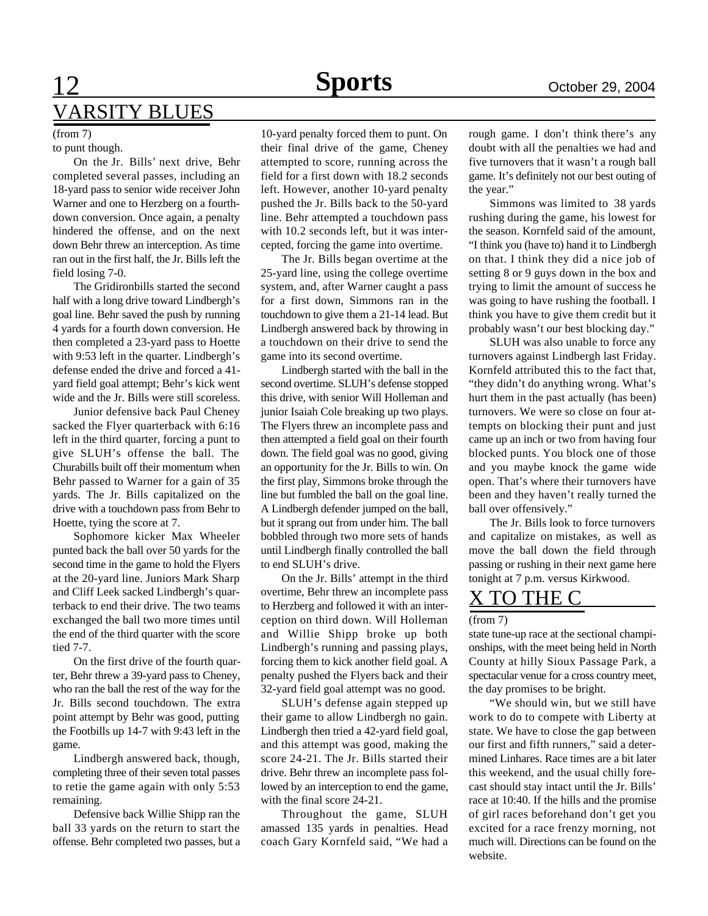## VARSITY BLUES

(from 7)

to punt though.

On the Jr. Bills' next drive, Behr completed several passes, including an 18-yard pass to senior wide receiver John Warner and one to Herzberg on a fourth-down conversion. Once again, a penalty hindered the offense, and on the next down Behr threw an interception. As time ran out in the first half, the Jr. Bills left the field losing 7-0.

The Gridironbills started the second half with a long drive toward Lindbergh's goal line. Behr saved the push by running 4 yards for a fourth down conversion. He then completed a 23-yard pass to Hoette with 9:53 left in the quarter. Lindbergh's defense ended the drive and forced a 41-yard field goal attempt; Behr's kick went wide and the Jr. Bills were still scoreless.

Junior defensive back Paul Cheney sacked the Flyer quarterback with 6:16 left in the third quarter, forcing a punt to give SLUH's offense the ball. The Churabills built off their momentum when Behr passed to Warner for a gain of 35 yards. The Jr. Bills capitalized on the drive with a touchdown pass from Behr to Hoette, tying the score at 7.

Sophomore kicker Max Wheeler punted back the ball over 50 yards for the second time in the game to hold the Flyers at the 20-yard line. Juniors Mark Sharp and Cliff Leek sacked Lindbergh's quarterback to end their drive. The two teams exchanged the ball two more times until the end of the third quarter with the score tied 7-7.

On the first drive of the fourth quarter, Behr threw a 39-yard pass to Cheney, who ran the ball the rest of the way for the Jr. Bills second touchdown. The extra point attempt by Behr was good, putting the Footbills up 14-7 with 9:43 left in the game.

Lindbergh answered back, though, completing three of their seven total passes to retie the game again with only 5:53 remaining.

Defensive back Willie Shipp ran the ball 33 yards on the return to start the offense. Behr completed two passes, but a 10-yard penalty forced them to punt. On their final drive of the game, Cheney attempted to score, running across the field for a first down with 18.2 seconds left. However, another 10-yard penalty pushed the Jr. Bills back to the 50-yard line. Behr attempted a touchdown pass with 10.2 seconds left, but it was intercepted, forcing the game into overtime.

The Jr. Bills began overtime at the 25-yard line, using the college overtime system, and, after Warner caught a pass for a first down, Simmons ran in the touchdown to give them a 21-14 lead. But Lindbergh answered back by throwing in a touchdown on their drive to send the game into its second overtime.

Lindbergh started with the ball in the second overtime. SLUH's defense stopped this drive, with senior Will Holleman and junior Isaiah Cole breaking up two plays. The Flyers threw an incomplete pass and then attempted a field goal on their fourth down. The field goal was no good, giving an opportunity for the Jr. Bills to win. On the first play, Simmons broke through the line but fumbled the ball on the goal line. A Lindbergh defender jumped on the ball, but it sprang out from under him. The ball bobbled through two more sets of hands until Lindbergh finally controlled the ball to end SLUH's drive.

On the Jr. Bills' attempt in the third overtime, Behr threw an incomplete pass to Herzberg and followed it with an interception on third down. Will Holleman and Willie Shipp broke up both Lindbergh's running and passing plays, forcing them to kick another field goal. A penalty pushed the Flyers back and their 32-yard field goal attempt was no good.

SLUH's defense again stepped up their game to allow Lindbergh no gain. Lindbergh then tried a 42-yard field goal, and this attempt was good, making the score 24-21. The Jr. Bills started their drive. Behr threw an incomplete pass followed by an interception to end the game, with the final score 24-21.

Throughout the game, SLUH amassed 135 yards in penalties. Head coach Gary Kornfeld said, "We had a rough game. I don't think there's any doubt with all the penalties we had and five turnovers that it wasn't a rough ball game. It's definitely not our best outing of the year."

Simmons was limited to 38 yards rushing during the game, his lowest for the season. Kornfeld said of the amount, "I think you (have to) hand it to Lindbergh on that. I think they did a nice job of setting 8 or 9 guys down in the box and trying to limit the amount of success he was going to have rushing the football. I think you have to give them credit but it probably wasn't our best blocking day."

SLUH was also unable to force any turnovers against Lindbergh last Friday. Kornfeld attributed this to the fact that, "they didn't do anything wrong. What's hurt them in the past actually (has been) turnovers. We were so close on four attempts on blocking their punt and just came up an inch or two from having four blocked punts. You block one of those and you maybe knock the game wide open. That's where their turnovers have been and they haven't really turned the ball over offensively."

The Jr. Bills look to force turnovers and capitalize on mistakes, as well as move the ball down the field through passing or rushing in their next game here tonight at 7 p.m. versus Kirkwood.

## X TO THE C

(from 7)

state tune-up race at the sectional championships, with the meet being held in North County at hilly Sioux Passage Park, a spectacular venue for a cross country meet, the day promises to be bright.

"We should win, but we still have work to do to compete with Liberty at state. We have to close the gap between our first and fifth runners," said a determined Linhares. Race times are a bit later this weekend, and the usual chilly forecast should stay intact until the Jr. Bills' race at 10:40. If the hills and the promise of girl races beforehand don't get you excited for a race frenzy morning, not much will. Directions can be found on the website.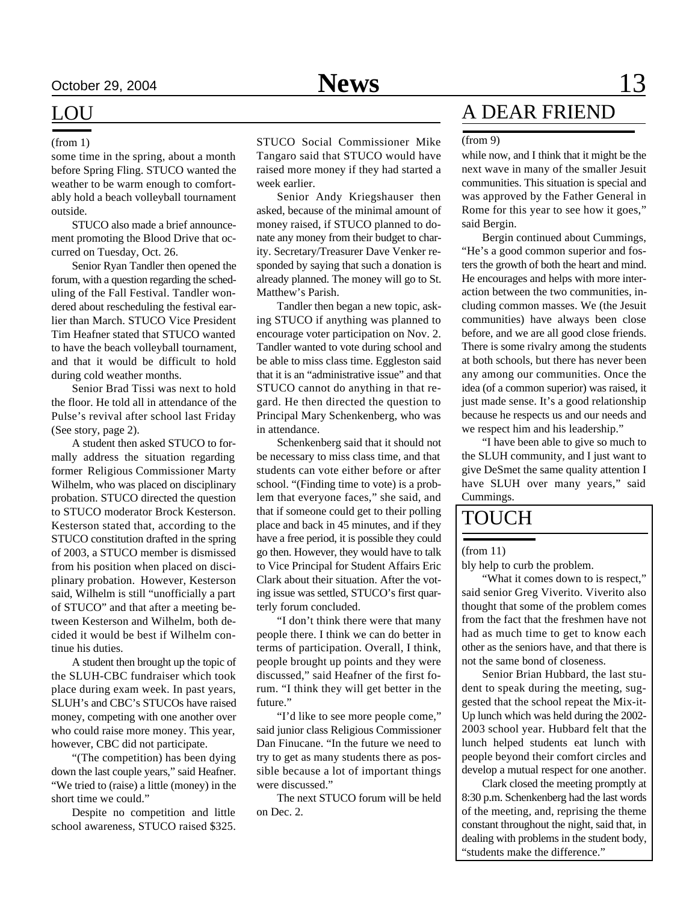## LOU

(from 1)

some time in the spring, about a month before Spring Fling. STUCO wanted the weather to be warm enough to comfortably hold a beach volleyball tournament outside.

STUCO also made a brief announcement promoting the Blood Drive that occurred on Tuesday, Oct. 26.

Senior Ryan Tandler then opened the forum, with a question regarding the scheduling of the Fall Festival. Tandler wondered about rescheduling the festival earlier than March. STUCO Vice President Tim Heafner stated that STUCO wanted to have the beach volleyball tournament, and that it would be difficult to hold during cold weather months.

Senior Brad Tissi was next to hold the floor. He told all in attendance of the Pulse's revival after school last Friday (See story, page 2).

A student then asked STUCO to formally address the situation regarding former Religious Commissioner Marty Wilhelm, who was placed on disciplinary probation. STUCO directed the question to STUCO moderator Brock Kesterson. Kesterson stated that, according to the STUCO constitution drafted in the spring of 2003, a STUCO member is dismissed from his position when placed on disciplinary probation. However, Kesterson said, Wilhelm is still "unofficially a part of STUCO" and that after a meeting between Kesterson and Wilhelm, both decided it would be best if Wilhelm continue his duties.

A student then brought up the topic of the SLUH-CBC fundraiser which took place during exam week. In past years, SLUH's and CBC's STUCOs have raised money, competing with one another over who could raise more money. This year, however, CBC did not participate.

"(The competition) has been dying down the last couple years," said Heafner. "We tried to (raise) a little (money) in the short time we could."

Despite no competition and little school awareness, STUCO raised $325. STUCO Social Commissioner Mike Tangaro said that STUCO would have raised more money if they had started a week earlier.

Senior Andy Kriegshauser then asked, because of the minimal amount of money raised, if STUCO planned to donate any money from their budget to charity. Secretary/Treasurer Dave Venker responded by saying that such a donation is already planned. The money will go to St. Matthew's Parish.

Tandler then began a new topic, asking STUCO if anything was planned to encourage voter participation on Nov. 2. Tandler wanted to vote during school and be able to miss class time. Eggleston said that it is an "administrative issue" and that STUCO cannot do anything in that regard. He then directed the question to Principal Mary Schenkenberg, who was in attendance.

Schenkenberg said that it should not be necessary to miss class time, and that students can vote either before or after school. "(Finding time to vote) is a problem that everyone faces," she said, and that if someone could get to their polling place and back in 45 minutes, and if they have a free period, it is possible they could go then. However, they would have to talk to Vice Principal for Student Affairs Eric Clark about their situation. After the voting issue was settled, STUCO's first quarterly forum concluded.

"I don't think there were that many people there. I think we can do better in terms of participation. Overall, I think, people brought up points and they were discussed," said Heafner of the first forum. "I think they will get better in the future."

"I'd like to see more people come," said junior class Religious Commissioner Dan Finucane. "In the future we need to try to get as many students there as possible because a lot of important things were discussed."

The next STUCO forum will be held on Dec. 2.

## A DEAR FRIEND

(from 9)

while now, and I think that it might be the next wave in many of the smaller Jesuit communities. This situation is special and was approved by the Father General in Rome for this year to see how it goes," said Bergin.

Bergin continued about Cummings, "He's a good common superior and fosters the growth of both the heart and mind. He encourages and helps with more interaction between the two communities, including common masses. We (the Jesuit communities) have always been close before, and we are all good close friends. There is some rivalry among the students at both schools, but there has never been any among our communities. Once the idea (of a common superior) was raised, it just made sense. It's a good relationship because he respects us and our needs and we respect him and his leadership."

"I have been able to give so much to the SLUH community, and I just want to give DeSmet the same quality attention I have SLUH over many years," said Cummings.

## TOUCH

(from 11)

bly help to curb the problem.

"What it comes down to is respect," said senior Greg Viverito. Viverito also thought that some of the problem comes from the fact that the freshmen have not had as much time to get to know each other as the seniors have, and that there is not the same bond of closeness.

Senior Brian Hubbard, the last student to speak during the meeting, suggested that the school repeat the Mix-it-Up lunch which was held during the 2002-2003 school year. Hubbard felt that the lunch helped students eat lunch with people beyond their comfort circles and develop a mutual respect for one another.

Clark closed the meeting promptly at 8:30 p.m. Schenkenberg had the last words of the meeting, and, reprising the theme constant throughout the night, said that, in dealing with problems in the student body, "students make the difference."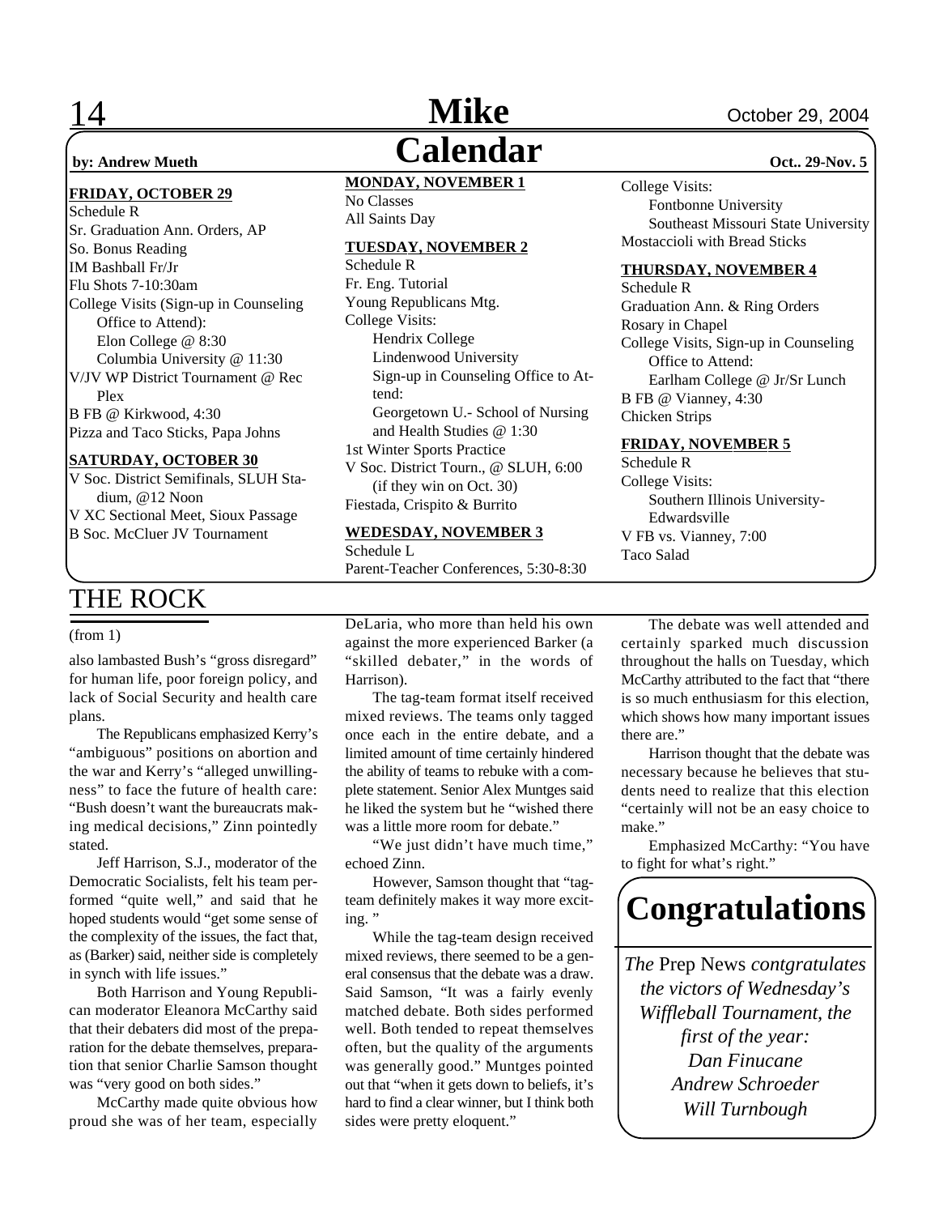# Mike Calendar

by: Andrew Mueth

Oct.. 29-Nov. 5

**FRIDAY, OCTOBER 29**

Schedule R
Sr. Graduation Ann. Orders, AP
So. Bonus Reading
IM Bashball Fr/Jr
Flu Shots 7-10:30am
College Visits (Sign-up in Counseling Office to Attend):
Elon College @ 8:30
Columbia University @ 11:30
V/JV WP District Tournament @ Rec Plex
B FB @ Kirkwood, 4:30
Pizza and Taco Sticks, Papa Johns

**SATURDAY, OCTOBER 30**

V Soc. District Semifinals, SLUH Stadium, @12 Noon
V XC Sectional Meet, Sioux Passage
B Soc. McCluer JV Tournament

**MONDAY, NOVEMBER 1**

No Classes
All Saints Day

**TUESDAY, NOVEMBER 2**

Schedule R
Fr. Eng. Tutorial
Young Republicans Mtg.
College Visits:
Hendrix College
Lindenwood University
Sign-up in Counseling Office to Attend:
Georgetown U.- School of Nursing and Health Studies @ 1:30
1st Winter Sports Practice
V Soc. District Tourn., @ SLUH, 6:00 (if they win on Oct. 30)
Fiestada, Crispito & Burrito

**WEDESDAY, NOVEMBER 3**

Schedule L
Parent-Teacher Conferences, 5:30-8:30
College Visits:
Fontbonne University
Southeast Missouri State University
Mostaccioli with Bread Sticks

**THURSDAY, NOVEMBER 4**

Schedule R
Graduation Ann. & Ring Orders
Rosary in Chapel
College Visits, Sign-up in Counseling Office to Attend:
Earlham College @ Jr/Sr Lunch
B FB @ Vianney, 4:30
Chicken Strips

**FRIDAY, NOVEMBER 5**

Schedule R
College Visits:
Southern Illinois University-Edwardsville
V FB vs. Vianney, 7:00
Taco Salad

## THE ROCK

(from 1)

also lambasted Bush's "gross disregard" for human life, poor foreign policy, and lack of Social Security and health care plans.

The Republicans emphasized Kerry's "ambiguous" positions on abortion and the war and Kerry's "alleged unwillingness" to face the future of health care: "Bush doesn't want the bureaucrats making medical decisions," Zinn pointedly stated.

Jeff Harrison, S.J., moderator of the Democratic Socialists, felt his team performed "quite well," and said that he hoped students would "get some sense of the complexity of the issues, the fact that, as (Barker) said, neither side is completely in synch with life issues."

Both Harrison and Young Republican moderator Eleanora McCarthy said that their debaters did most of the preparation for the debate themselves, preparation that senior Charlie Samson thought was "very good on both sides."

McCarthy made quite obvious how proud she was of her team, especially DeLaria, who more than held his own against the more experienced Barker (a "skilled debater," in the words of Harrison).

The tag-team format itself received mixed reviews. The teams only tagged once each in the entire debate, and a limited amount of time certainly hindered the ability of teams to rebuke with a complete statement. Senior Alex Muntges said he liked the system but he "wished there was a little more room for debate."

"We just didn't have much time," echoed Zinn.

However, Samson thought that "tag-team definitely makes it way more exciting. "

While the tag-team design received mixed reviews, there seemed to be a general consensus that the debate was a draw. Said Samson, "It was a fairly evenly matched debate. Both sides performed well. Both tended to repeat themselves often, but the quality of the arguments was generally good." Muntges pointed out that "when it gets down to beliefs, it's hard to find a clear winner, but I think both sides were pretty eloquent."

The debate was well attended and certainly sparked much discussion throughout the halls on Tuesday, which McCarthy attributed to the fact that "there is so much enthusiasm for this election, which shows how many important issues there are."

Harrison thought that the debate was necessary because he believes that students need to realize that this election "certainly will not be an easy choice to make."

Emphasized McCarthy: "You have to fight for what's right."

## Congratulations

*The* Prep News *contgratulates the victors of Wednesday's Wiffleball Tournament, the first of the year:*
*Dan Finucane*
*Andrew Schroeder*
*Will Turnbough*